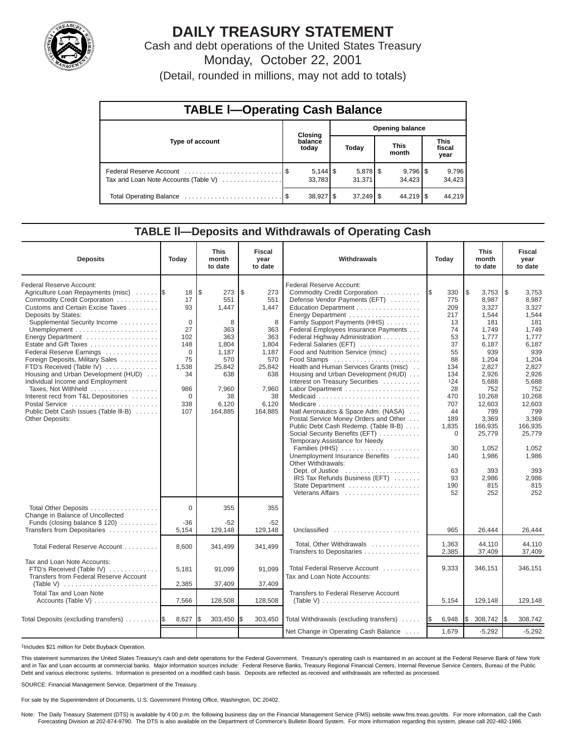# DAILY TREASURY STATEMENT

Cash and debt operations of the United States Treasury

Monday, October 22, 2001

(Detail, rounded in millions, may not add to totals)

## TABLE I—Operating Cash Balance

| Type of account | Closing balance today | Opening balance Today | Opening balance This month | Opening balance This fiscal year |
|---|---|---|---|---|
| Federal Reserve Account | $ 5,144 | $ 5,878 | $ 9,796 | $ 9,796 |
| Tax and Loan Note Accounts (Table V) | 33,783 | 31,371 | 34,423 | 34,423 |
| Total Operating Balance | $ 38,927 | $ 37,249 | $ 44,219 | $ 44,219 |

## TABLE II—Deposits and Withdrawals of Operating Cash

| Deposits | Today | This month to date | Fiscal year to date |
|---|---|---|---|
| Federal Reserve Account: | | | |
| Agriculture Loan Repayments (misc) | $ 18 | $ 273 | $ 273 |
| Commodity Credit Corporation | 17 | 551 | 551 |
| Customs and Certain Excise Taxes | 93 | 1,447 | 1,447 |
| Deposits by States: | | | |
| Supplemental Security Income | 0 | 8 | 8 |
| Unemployment | 27 | 363 | 363 |
| Energy Department | 102 | 363 | 363 |
| Estate and Gift Taxes | 148 | 1,804 | 1,804 |
| Federal Reserve Earnings | 0 | 1,187 | 1,187 |
| Foreign Deposits, Military Sales | 75 | 570 | 570 |
| FTD's Received (Table IV) | 1,538 | 25,842 | 25,842 |
| Housing and Urban Development (HUD) | 34 | 638 | 638 |
| Individual Income and Employment Taxes, Not Withheld | 986 | 7,960 | 7,960 |
| Interest recd from T&L Depositories | 0 | 38 | 38 |
| Postal Service | 338 | 6,120 | 6,120 |
| Public Debt Cash Issues (Table III-B) | 107 | 164,885 | 164,885 |
| Other Deposits: | | | |
| Total Other Deposits | 0 | 355 | 355 |
| Change in Balance of Uncollected Funds (closing balance $ 120) | -36 | -52 | -52 |
| Transfers from Depositaries | 5,154 | 129,148 | 129,148 |
| Total Federal Reserve Account | 8,600 | 341,499 | 341,499 |
| Tax and Loan Note Accounts: | | | |
| FTD's Received (Table IV) | 5,181 | 91,099 | 91,099 |
| Transfers from Federal Reserve Account (Table V) | 2,385 | 37,409 | 37,409 |
| Total Tax and Loan Note Accounts (Table V) | 7,566 | 128,508 | 128,508 |
| Total Deposits (excluding transfers) | $ 8,627 | $ 303,450 | $ 303,450 |

| Withdrawals | Today | This month to date | Fiscal year to date |
|---|---|---|---|
| Federal Reserve Account: | | | |
| Commodity Credit Corporation | $ 330 | $ 3,753 | $ 3,753 |
| Defense Vendor Payments (EFT) | 775 | 8,987 | 8,987 |
| Education Department | 209 | 3,327 | 3,327 |
| Energy Department | 217 | 1,544 | 1,544 |
| Family Support Payments (HHS) | 13 | 181 | 181 |
| Federal Employees Insurance Payments | 74 | 1,749 | 1,749 |
| Federal Highway Administration | 53 | 1,777 | 1,777 |
| Federal Salaries (EFT) | 37 | 6,187 | 6,187 |
| Food and Nutrition Service (misc) | 55 | 939 | 939 |
| Food Stamps | 88 | 1,204 | 1,204 |
| Health and Human Services Grants (misc) | 134 | 2,827 | 2,827 |
| Housing and Urban Development (HUD) | 134 | 2,926 | 2,926 |
| Interest on Treasury Securities | [1]24 | 5,688 | 5,688 |
| Labor Department | 28 | 752 | 752 |
| Medicaid | 470 | 10,268 | 10,268 |
| Medicare | 707 | 12,603 | 12,603 |
| Natl Aeronautics & Space Adm. (NASA) | 44 | 799 | 799 |
| Postal Service Money Orders and Other | 189 | 3,369 | 3,369 |
| Public Debt Cash Redemp. (Table III-B) | 1,835 | 166,935 | 166,935 |
| Social Security Benefits (EFT) | 0 | 25,779 | 25,779 |
| Temporary Assistance for Needy Families (HHS) | 30 | 1,052 | 1,052 |
| Unemployment Insurance Benefits | 140 | 1,986 | 1,986 |
| Other Withdrawals: | | | |
| Dept. of Justice | 63 | 393 | 393 |
| IRS Tax Refunds Business (EFT) | 93 | 2,986 | 2,986 |
| State Department | 190 | 815 | 815 |
| Veterans Affairs | 52 | 252 | 252 |
| Unclassified | 965 | 26,444 | 26,444 |
| Total, Other Withdrawals | 1,363 | 44,110 | 44,110 |
| Transfers to Depositaries | 2,385 | 37,409 | 37,409 |
| Total Federal Reserve Account | 9,333 | 346,151 | 346,151 |
| Tax and Loan Note Accounts: | | | |
| Transfers to Federal Reserve Account (Table V) | 5,154 | 129,148 | 129,148 |
| Total Withdrawals (excluding transfers) | $ 6,948 | $ 308,742 | $ 308,742 |
| Net Change in Operating Cash Balance | 1,679 | -5,292 | -5,292 |

[1]Includes $21 million for Debt Buyback Operation.

This statement summarizes the United States Treasury's cash and debt operations for the Federal Government. Treasury's operating cash is maintained in an account at the Federal Reserve Bank of New York and in Tax and Loan accounts at commercial banks. Major information sources include: Federal Reserve Banks, Treasury Regional Financial Centers, Internal Revenue Service Centers, Bureau of the Public Debt and various electronic systems. Information is presented on a modified cash basis. Deposits are reflected as received and withdrawals are reflected as processed.

SOURCE: Financial Management Service, Department of the Treasury.

For sale by the Superintendent of Documents, U.S. Government Printing Office, Washington, DC 20402.

Note: The Daily Treasury Statement (DTS) is available by 4:00 p.m. the following business day on the Financial Management Service (FMS) website www.fms.treas.gov/dts. For more information, call the Cash Forecasting Division at 202-874-9790. The DTS is also available on the Department of Commerce's Bulletin Board System. For more information regarding this system, please call 202-482-1986.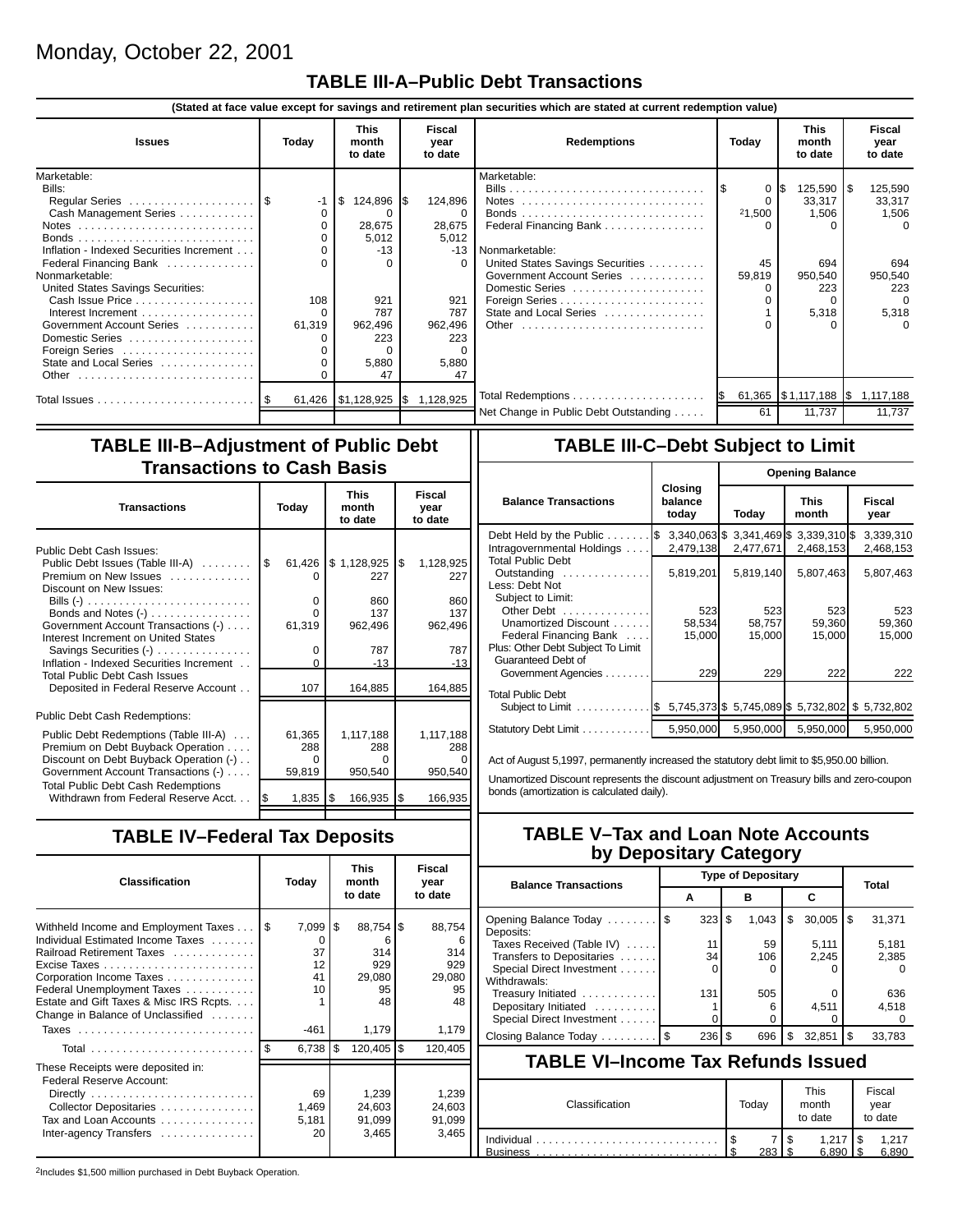Monday, October 22, 2001

## TABLE III-A–Public Debt Transactions

(Stated at face value except for savings and retirement plan securities which are stated at current redemption value)

| Issues | Today | This month to date | Fiscal year to date |
|---|---|---|---|
| Marketable: | | | |
| Bills: | | | |
| Regular Series | $ -1 | $ 124,896 | $ 124,896 |
| Cash Management Series | 0 | 0 | 0 |
| Notes | 0 | 28,675 | 28,675 |
| Bonds | 0 | 5,012 | 5,012 |
| Inflation - Indexed Securities Increment | 0 | -13 | -13 |
| Federal Financing Bank | 0 | 0 | 0 |
| Nonmarketable: | | | |
| United States Savings Securities: | | | |
| Cash Issue Price | 108 | 921 | 921 |
| Interest Increment | 0 | 787 | 787 |
| Government Account Series | 61,319 | 962,496 | 962,496 |
| Domestic Series | 0 | 223 | 223 |
| Foreign Series | 0 | 0 | 0 |
| State and Local Series | 0 | 5,880 | 5,880 |
| Other | 0 | 47 | 47 |
| Total Issues | $ 61,426 | $1,128,925 | $ 1,128,925 |

| Redemptions | Today | This month to date | Fiscal year to date |
|---|---|---|---|
| Marketable: | | | |
| Bills | $ 0 | $ 125,590 | $ 125,590 |
| Notes | 0 | 33,317 | 33,317 |
| Bonds | [2]1,500 | 1,506 | 1,506 |
| Federal Financing Bank | 0 | 0 | 0 |
| Nonmarketable: | | | |
| United States Savings Securities | 45 | 694 | 694 |
| Government Account Series | 59,819 | 950,540 | 950,540 |
| Domestic Series | 0 | 223 | 223 |
| Foreign Series | 0 | 0 | 0 |
| State and Local Series | 1 | 5,318 | 5,318 |
| Other | 0 | 0 | 0 |
| Total Redemptions | $ 61,365 | $1,117,188 | $ 1,117,188 |
| Net Change in Public Debt Outstanding | 61 | 11,737 | 11,737 |

## TABLE III-B–Adjustment of Public Debt Transactions to Cash Basis

| Transactions | Today | This month to date | Fiscal year to date |
|---|---|---|---|
| Public Debt Cash Issues: | | | |
| Public Debt Issues (Table III-A) | $ 61,426 | $ 1,128,925 | $ 1,128,925 |
| Premium on New Issues | 0 | 227 | 227 |
| Discount on New Issues: | | | |
| Bills (-) | 0 | 860 | 860 |
| Bonds and Notes (-) | 0 | 137 | 137 |
| Government Account Transactions (-) | 61,319 | 962,496 | 962,496 |
| Interest Increment on United States Savings Securities (-) | 0 | 787 | 787 |
| Inflation - Indexed Securities Increment | 0 | -13 | -13 |
| Total Public Debt Cash Issues Deposited in Federal Reserve Account | 107 | 164,885 | 164,885 |
| Public Debt Cash Redemptions: | | | |
| Public Debt Redemptions (Table III-A) | 61,365 | 1,117,188 | 1,117,188 |
| Premium on Debt Buyback Operation | 288 | 288 | 288 |
| Discount on Debt Buyback Operation (-) | 0 | 0 | 0 |
| Government Account Transactions (-) | 59,819 | 950,540 | 950,540 |
| Total Public Debt Cash Redemptions Withdrawn from Federal Reserve Acct. | $ 1,835 | $ 166,935 | $ 166,935 |

## TABLE III-C–Debt Subject to Limit

| Balance Transactions | Closing balance today | Opening Balance Today | Opening Balance This month | Opening Balance Fiscal year |
|---|---|---|---|---|
| Debt Held by the Public | $ 3,340,063 | $ 3,341,469 | $ 3,339,310 | $ 3,339,310 |
| Intragovernmental Holdings | 2,479,138 | 2,477,671 | 2,468,153 | 2,468,153 |
| Total Public Debt Outstanding | 5,819,201 | 5,819,140 | 5,807,463 | 5,807,463 |
| Less: Debt Not Subject to Limit: | | | | |
| Other Debt | 523 | 523 | 523 | 523 |
| Unamortized Discount | 58,534 | 58,757 | 59,360 | 59,360 |
| Federal Financing Bank | 15,000 | 15,000 | 15,000 | 15,000 |
| Plus: Other Debt Subject to Limit Guaranteed Debt of Government Agencies | 229 | 229 | 222 | 222 |
| Total Public Debt Subject to Limit | $ 5,745,373 | $ 5,745,089 | $ 5,732,802 | $ 5,732,802 |
| Statutory Debt Limit | 5,950,000 | 5,950,000 | 5,950,000 | 5,950,000 |

Act of August 5,1997, permanently increased the statutory debt limit to $5,950.00 billion.

Unamortized Discount represents the discount adjustment on Treasury bills and zero-coupon bonds (amortization is calculated daily).

## TABLE IV–Federal Tax Deposits

| Classification | Today | This month to date | Fiscal year to date |
|---|---|---|---|
| Withheld Income and Employment Taxes | $ 7,099 | $ 88,754 | $ 88,754 |
| Individual Estimated Income Taxes | 0 | 6 | 6 |
| Railroad Retirement Taxes | 37 | 314 | 314 |
| Excise Taxes | 12 | 929 | 929 |
| Corporation Income Taxes | 41 | 29,080 | 29,080 |
| Federal Unemployment Taxes | 10 | 95 | 95 |
| Estate and Gift Taxes & Misc IRS Rcpts. | 1 | 48 | 48 |
| Change in Balance of Unclassified Taxes | -461 | 1,179 | 1,179 |
| Total | $ 6,738 | $ 120,405 | $ 120,405 |
| These Receipts were deposited in: | | | |
| Federal Reserve Account: | | | |
| Directly | 69 | 1,239 | 1,239 |
| Collector Depositaries | 1,469 | 24,603 | 24,603 |
| Tax and Loan Accounts | 5,181 | 91,099 | 91,099 |
| Inter-agency Transfers | 20 | 3,465 | 3,465 |

## TABLE V–Tax and Loan Note Accounts by Depositary Category

| Balance Transactions | Type of Depositary A | Type of Depositary B | Type of Depositary C | Total |
|---|---|---|---|---|
| Opening Balance Today | $ 323 | $ 1,043 | $ 30,005 | $ 31,371 |
| Deposits: | | | | |
| Taxes Received (Table IV) | 11 | 59 | 5,111 | 5,181 |
| Transfers to Depositaries | 34 | 106 | 2,245 | 2,385 |
| Special Direct Investment | 0 | 0 | 0 | 0 |
| Withdrawals: | | | | |
| Treasury Initiated | 131 | 505 | 0 | 636 |
| Depositary Initiated | 1 | 6 | 4,511 | 4,518 |
| Special Direct Investment | 0 | 0 | 0 | 0 |
| Closing Balance Today | $ 236 | $ 696 | $ 32,851 | $ 33,783 |

## TABLE VI–Income Tax Refunds Issued

| Classification | Today | This month to date | Fiscal year to date |
|---|---|---|---|
| Individual | $ 7 | $ 1,217 | $ 1,217 |
| Business | $ 283 | $ 6,890 | $ 6,890 |

[2]Includes $1,500 million purchased in Debt Buyback Operation.